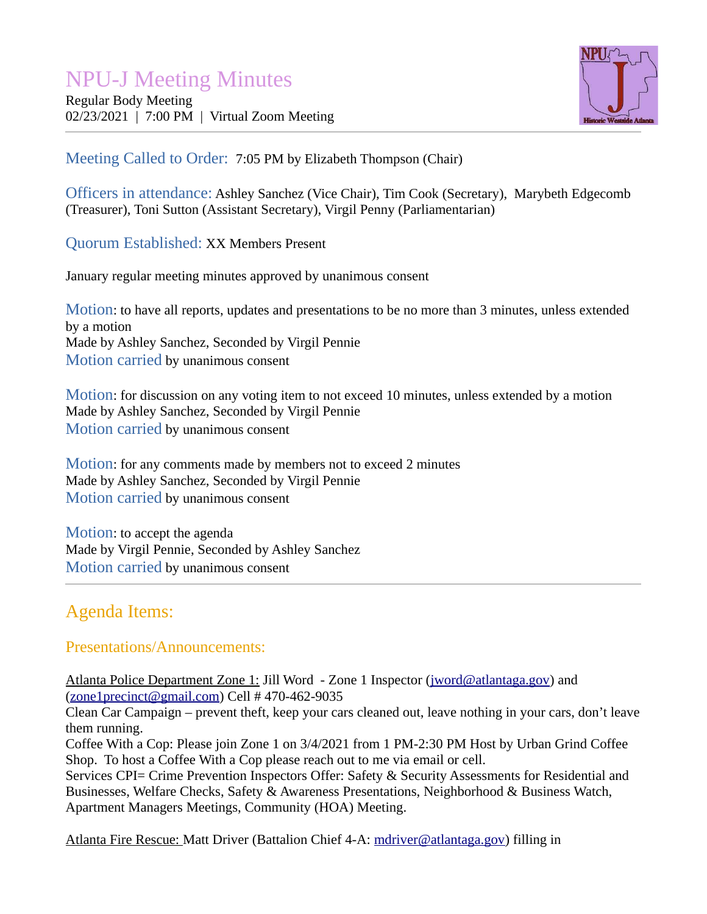# NPU-J Meeting Minutes

Regular Body Meeting
02/23/2021 | 7:00 PM | Virtual Zoom Meeting

**Meeting Called to Order:** 7:05 PM by Elizabeth Thompson (Chair)

**Officers in attendance:** Ashley Sanchez (Vice Chair), Tim Cook (Secretary), Marybeth Edgecomb (Treasurer), Toni Sutton (Assistant Secretary), Virgil Penny (Parliamentarian)

**Quorum Established:** XX Members Present

January regular meeting minutes approved by unanimous consent

**Motion**: to have all reports, updates and presentations to be no more than 3 minutes, unless extended by a motion
Made by Ashley Sanchez, Seconded by Virgil Pennie
**Motion carried** by unanimous consent

**Motion**: for discussion on any voting item to not exceed 10 minutes, unless extended by a motion
Made by Ashley Sanchez, Seconded by Virgil Pennie
**Motion carried** by unanimous consent

**Motion**: for any comments made by members not to exceed 2 minutes
Made by Ashley Sanchez, Seconded by Virgil Pennie
**Motion carried** by unanimous consent

**Motion**: to accept the agenda
Made by Virgil Pennie, Seconded by Ashley Sanchez
**Motion carried** by unanimous consent

---

## Agenda Items:

### Presentations/Announcements:

Atlanta Police Department Zone 1: Jill Word - Zone 1 Inspector (jword@atlantaga.gov) and (zone1precinct@gmail.com) Cell # 470-462-9035
Clean Car Campaign – prevent theft, keep your cars cleaned out, leave nothing in your cars, don't leave them running.
Coffee With a Cop: Please join Zone 1 on 3/4/2021 from 1 PM-2:30 PM Host by Urban Grind Coffee Shop. To host a Coffee With a Cop please reach out to me via email or cell.
Services CPI= Crime Prevention Inspectors Offer: Safety & Security Assessments for Residential and Businesses, Welfare Checks, Safety & Awareness Presentations, Neighborhood & Business Watch, Apartment Managers Meetings, Community (HOA) Meeting.

Atlanta Fire Rescue: Matt Driver (Battalion Chief 4-A: mdriver@atlantaga.gov) filling in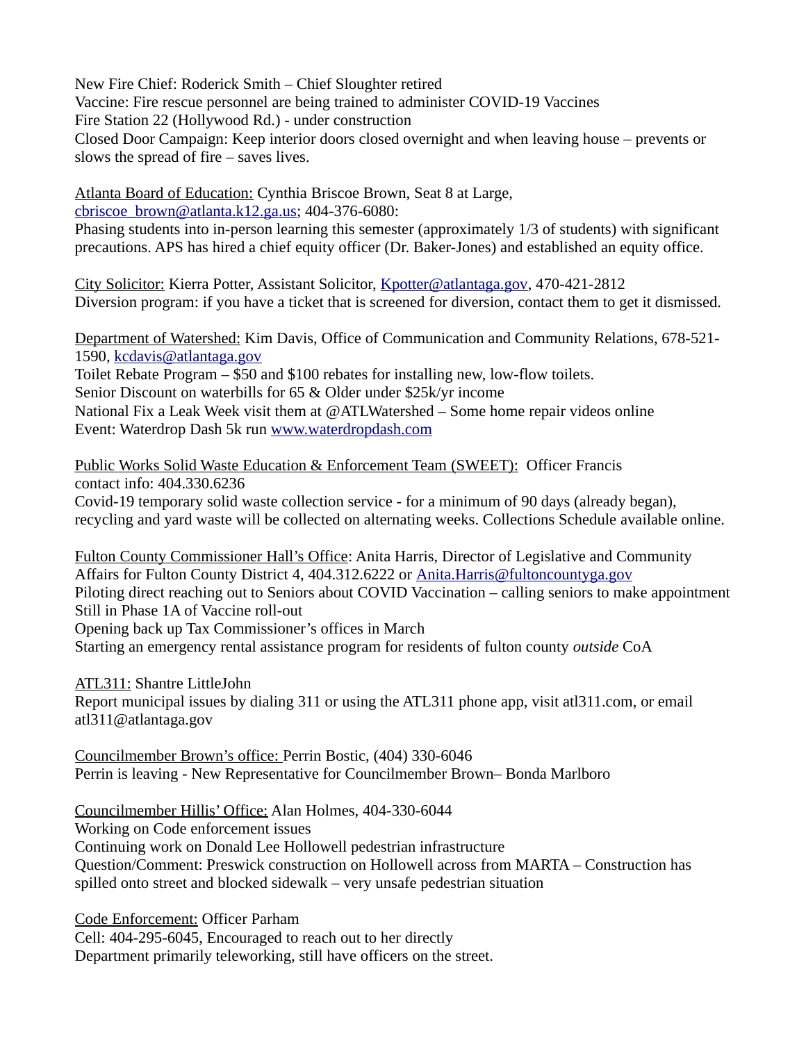New Fire Chief: Roderick Smith – Chief Sloughter retired
Vaccine: Fire rescue personnel are being trained to administer COVID-19 Vaccines
Fire Station 22 (Hollywood Rd.) - under construction
Closed Door Campaign: Keep interior doors closed overnight and when leaving house – prevents or slows the spread of fire – saves lives.

Atlanta Board of Education: Cynthia Briscoe Brown, Seat 8 at Large, cbriscoe_brown@atlanta.k12.ga.us; 404-376-6080:
Phasing students into in-person learning this semester (approximately 1/3 of students) with significant precautions. APS has hired a chief equity officer (Dr. Baker-Jones) and established an equity office.

City Solicitor: Kierra Potter, Assistant Solicitor, Kpotter@atlantaga.gov, 470-421-2812
Diversion program: if you have a ticket that is screened for diversion, contact them to get it dismissed.

Department of Watershed: Kim Davis, Office of Communication and Community Relations, 678-521-1590, kcdavis@atlantaga.gov
Toilet Rebate Program – $50 and $100 rebates for installing new, low-flow toilets.
Senior Discount on waterbills for 65 & Older under $25k/yr income
National Fix a Leak Week visit them at @ATLWatershed – Some home repair videos online
Event: Waterdrop Dash 5k run www.waterdropdash.com

Public Works Solid Waste Education & Enforcement Team (SWEET): Officer Francis
contact info: 404.330.6236
Covid-19 temporary solid waste collection service - for a minimum of 90 days (already began), recycling and yard waste will be collected on alternating weeks. Collections Schedule available online.

Fulton County Commissioner Hall's Office: Anita Harris, Director of Legislative and Community Affairs for Fulton County District 4, 404.312.6222 or Anita.Harris@fultoncountyga.gov
Piloting direct reaching out to Seniors about COVID Vaccination – calling seniors to make appointment
Still in Phase 1A of Vaccine roll-out
Opening back up Tax Commissioner's offices in March
Starting an emergency rental assistance program for residents of fulton county *outside* CoA

ATL311: Shantre LittleJohn
Report municipal issues by dialing 311 or using the ATL311 phone app, visit atl311.com, or email atl311@atlantaga.gov

Councilmember Brown's office: Perrin Bostic, (404) 330-6046
Perrin is leaving - New Representative for Councilmember Brown– Bonda Marlboro

Councilmember Hillis' Office: Alan Holmes, 404-330-6044
Working on Code enforcement issues
Continuing work on Donald Lee Hollowell pedestrian infrastructure
Question/Comment: Preswick construction on Hollowell across from MARTA – Construction has spilled onto street and blocked sidewalk – very unsafe pedestrian situation

Code Enforcement: Officer Parham
Cell: 404-295-6045, Encouraged to reach out to her directly
Department primarily teleworking, still have officers on the street.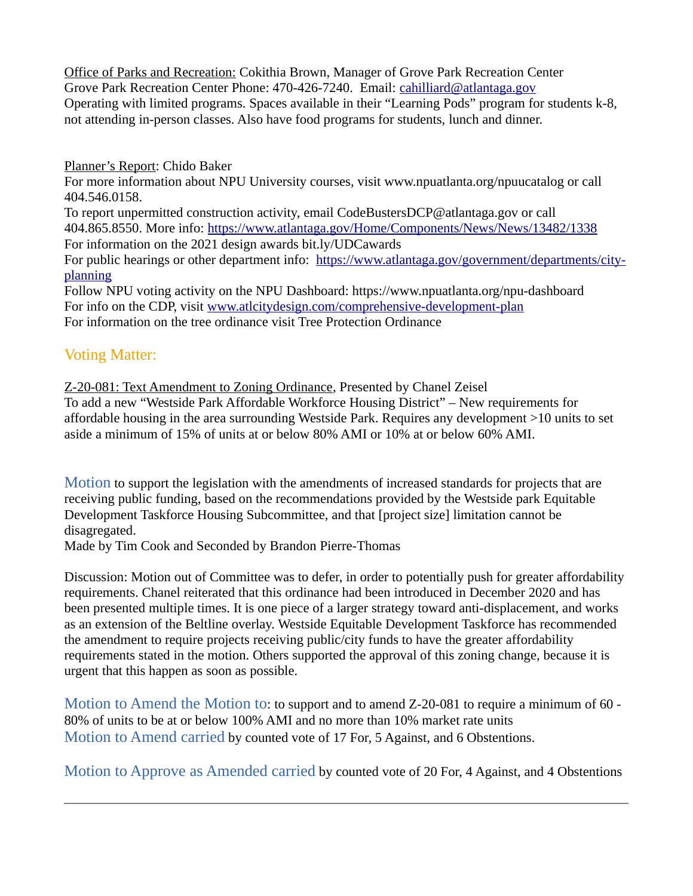Office of Parks and Recreation: Cokithia Brown, Manager of Grove Park Recreation Center
Grove Park Recreation Center Phone: 470-426-7240. Email: cahilliard@atlantaga.gov
Operating with limited programs. Spaces available in their "Learning Pods" program for students k-8, not attending in-person classes. Also have food programs for students, lunch and dinner.

Planner's Report: Chido Baker
For more information about NPU University courses, visit www.npuatlanta.org/npuucatalog or call 404.546.0158.
To report unpermitted construction activity, email CodeBustersDCP@atlantaga.gov or call 404.865.8550. More info: https://www.atlantaga.gov/Home/Components/News/News/13482/1338
For information on the 2021 design awards bit.ly/UDCawards
For public hearings or other department info: https://www.atlantaga.gov/government/departments/city-planning
Follow NPU voting activity on the NPU Dashboard: https://www.npuatlanta.org/npu-dashboard
For info on the CDP, visit www.atlcitydesign.com/comprehensive-development-plan
For information on the tree ordinance visit Tree Protection Ordinance

## Voting Matter:

Z-20-081: Text Amendment to Zoning Ordinance, Presented by Chanel Zeisel
To add a new "Westside Park Affordable Workforce Housing District" – New requirements for affordable housing in the area surrounding Westside Park. Requires any development >10 units to set aside a minimum of 15% of units at or below 80% AMI or 10% at or below 60% AMI.

Motion to support the legislation with the amendments of increased standards for projects that are receiving public funding, based on the recommendations provided by the Westside park Equitable Development Taskforce Housing Subcommittee, and that [project size] limitation cannot be disagregated.
Made by Tim Cook and Seconded by Brandon Pierre-Thomas

Discussion: Motion out of Committee was to defer, in order to potentially push for greater affordability requirements. Chanel reiterated that this ordinance had been introduced in December 2020 and has been presented multiple times. It is one piece of a larger strategy toward anti-displacement, and works as an extension of the Beltline overlay. Westside Equitable Development Taskforce has recommended the amendment to require projects receiving public/city funds to have the greater affordability requirements stated in the motion. Others supported the approval of this zoning change, because it is urgent that this happen as soon as possible.

Motion to Amend the Motion to: to support and to amend Z-20-081 to require a minimum of 60 - 80% of units to be at or below 100% AMI and no more than 10% market rate units
Motion to Amend carried by counted vote of 17 For, 5 Against, and 6 Obstentions.

Motion to Approve as Amended carried by counted vote of 20 For, 4 Against, and 4 Obstentions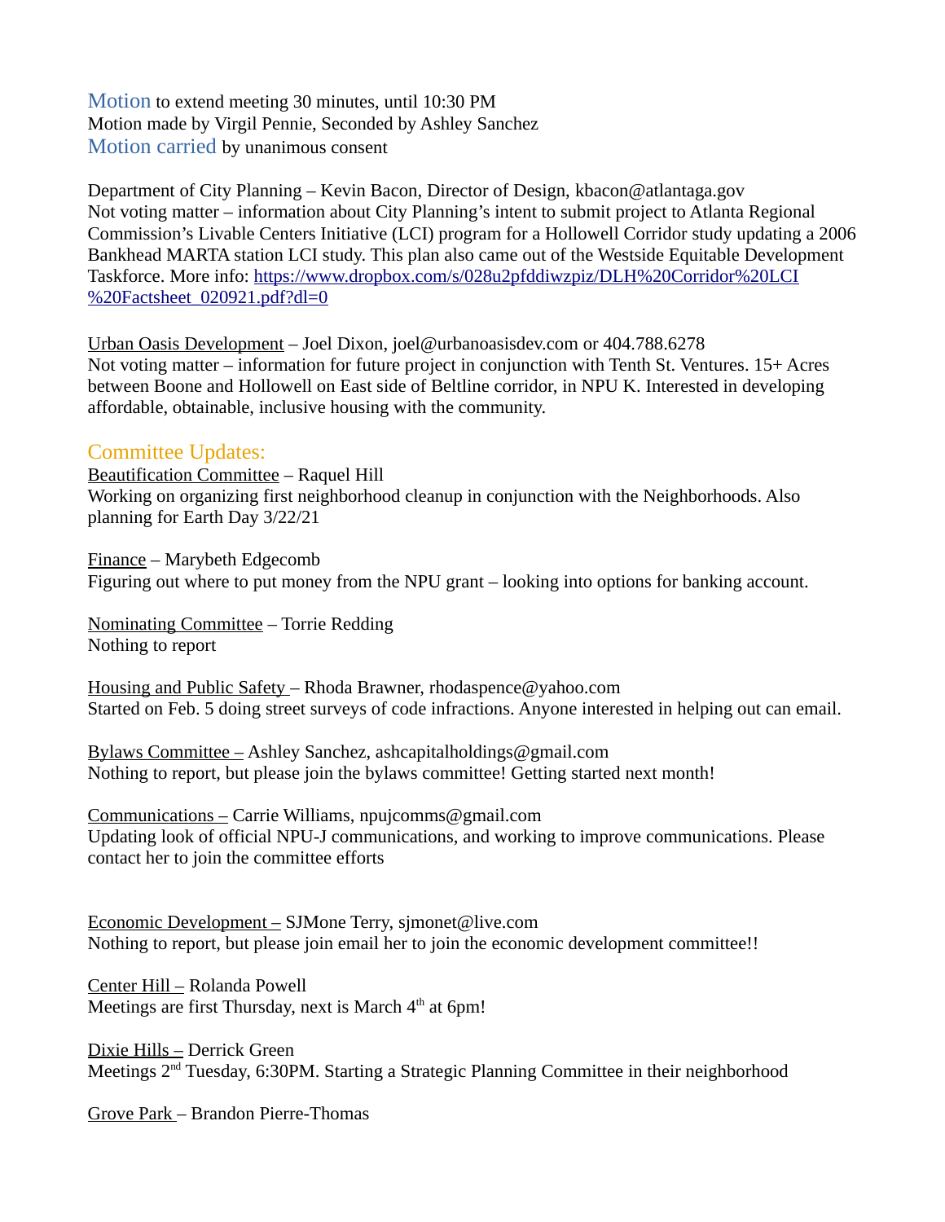Motion to extend meeting 30 minutes, until 10:30 PM
Motion made by Virgil Pennie, Seconded by Ashley Sanchez
Motion carried by unanimous consent

Department of City Planning – Kevin Bacon, Director of Design, kbacon@atlantaga.gov
Not voting matter – information about City Planning's intent to submit project to Atlanta Regional Commission's Livable Centers Initiative (LCI) program for a Hollowell Corridor study updating a 2006 Bankhead MARTA station LCI study. This plan also came out of the Westside Equitable Development Taskforce. More info: https://www.dropbox.com/s/028u2pfddiwzpiz/DLH%20Corridor%20LCI%20Factsheet_020921.pdf?dl=0

Urban Oasis Development – Joel Dixon, joel@urbanoasisdev.com or 404.788.6278
Not voting matter – information for future project in conjunction with Tenth St. Ventures. 15+ Acres between Boone and Hollowell on East side of Beltline corridor, in NPU K. Interested in developing affordable, obtainable, inclusive housing with the community.

## Committee Updates:

Beautification Committee – Raquel Hill
Working on organizing first neighborhood cleanup in conjunction with the Neighborhoods. Also planning for Earth Day 3/22/21

Finance – Marybeth Edgecomb
Figuring out where to put money from the NPU grant – looking into options for banking account.

Nominating Committee – Torrie Redding
Nothing to report

Housing and Public Safety – Rhoda Brawner, rhodaspence@yahoo.com
Started on Feb. 5 doing street surveys of code infractions. Anyone interested in helping out can email.

Bylaws Committee – Ashley Sanchez, ashcapitalholdings@gmail.com
Nothing to report, but please join the bylaws committee! Getting started next month!

Communications – Carrie Williams, npujcomms@gmail.com
Updating look of official NPU-J communications, and working to improve communications. Please contact her to join the committee efforts

Economic Development – SJMone Terry, sjmonet@live.com
Nothing to report, but please join email her to join the economic development committee!!

Center Hill – Rolanda Powell
Meetings are first Thursday, next is March 4th at 6pm!

Dixie Hills – Derrick Green
Meetings 2nd Tuesday, 6:30PM. Starting a Strategic Planning Committee in their neighborhood

Grove Park – Brandon Pierre-Thomas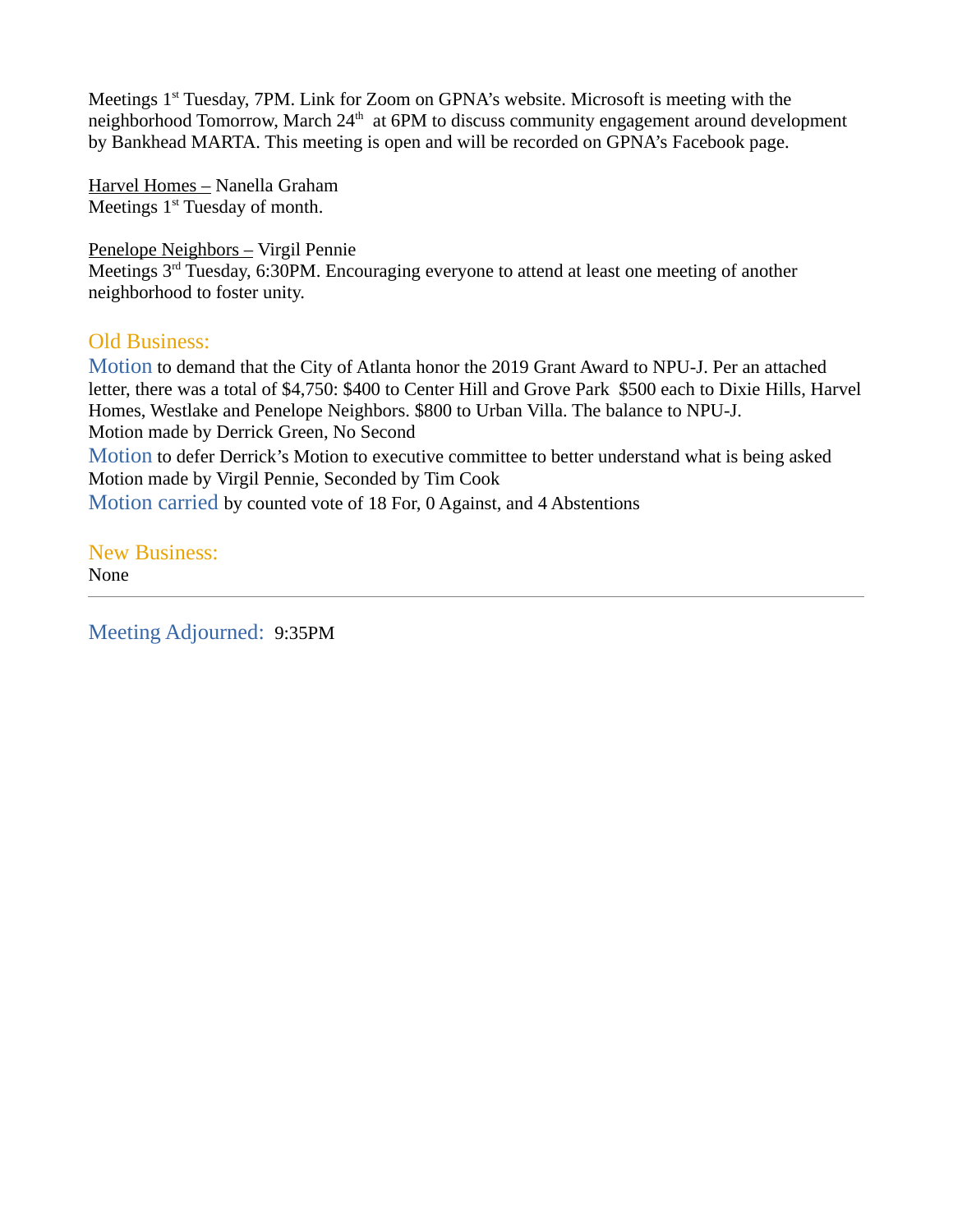Meetings 1st Tuesday, 7PM. Link for Zoom on GPNA's website. Microsoft is meeting with the neighborhood Tomorrow, March 24th at 6PM to discuss community engagement around development by Bankhead MARTA. This meeting is open and will be recorded on GPNA's Facebook page.

Harvel Homes – Nanella Graham
Meetings 1st Tuesday of month.

Penelope Neighbors – Virgil Pennie
Meetings 3rd Tuesday, 6:30PM. Encouraging everyone to attend at least one meeting of another neighborhood to foster unity.

## Old Business:

Motion to demand that the City of Atlanta honor the 2019 Grant Award to NPU-J. Per an attached letter, there was a total of $4,750: $400 to Center Hill and Grove Park $500 each to Dixie Hills, Harvel Homes, Westlake and Penelope Neighbors. $800 to Urban Villa. The balance to NPU-J.
Motion made by Derrick Green, No Second

Motion to defer Derrick's Motion to executive committee to better understand what is being asked
Motion made by Virgil Pennie, Seconded by Tim Cook

Motion carried by counted vote of 18 For, 0 Against, and 4 Abstentions

## New Business:

None

---

## Meeting Adjourned: 9:35PM